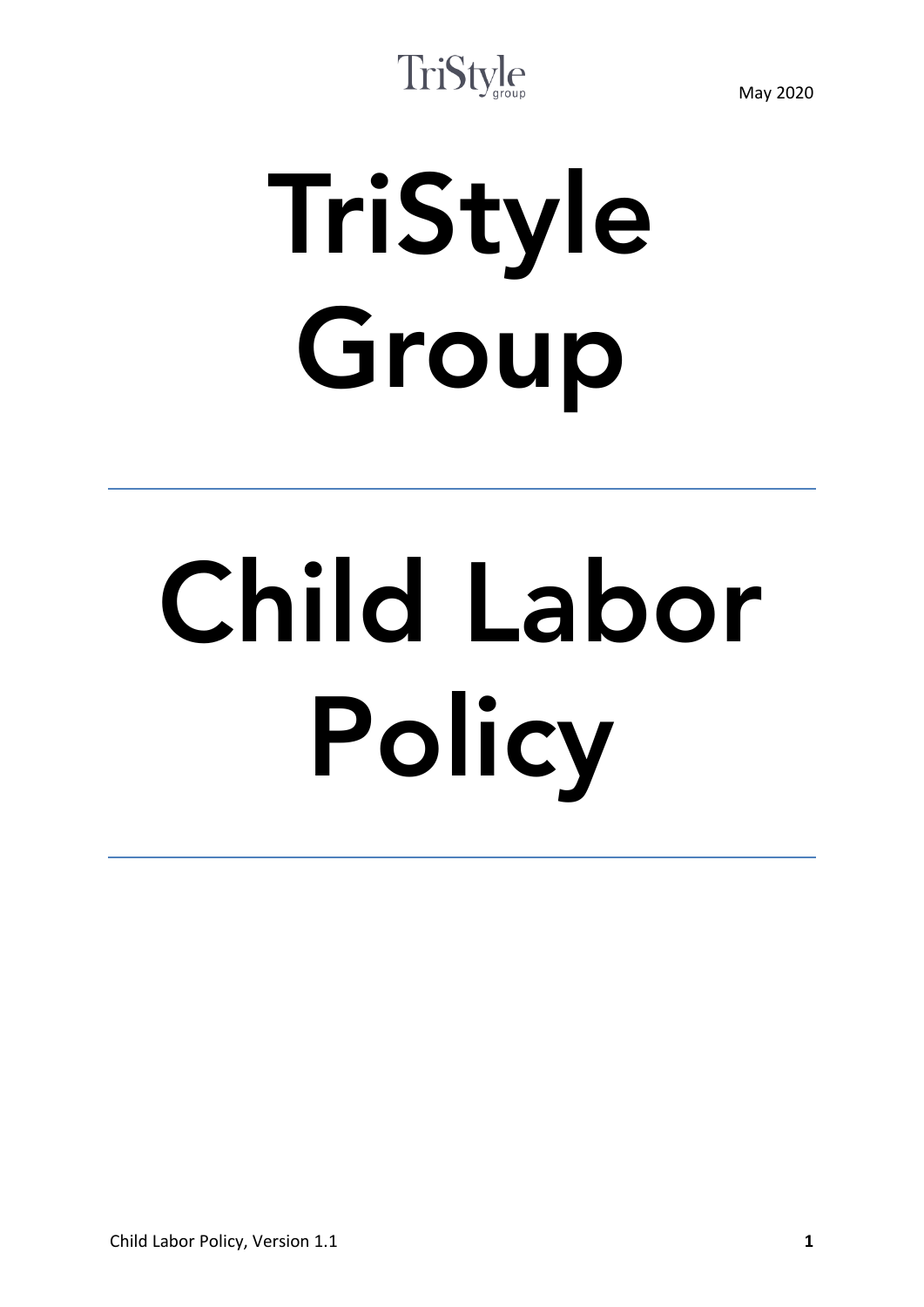May 2020

# TriStyle Group

---

# Child Labor Policy

---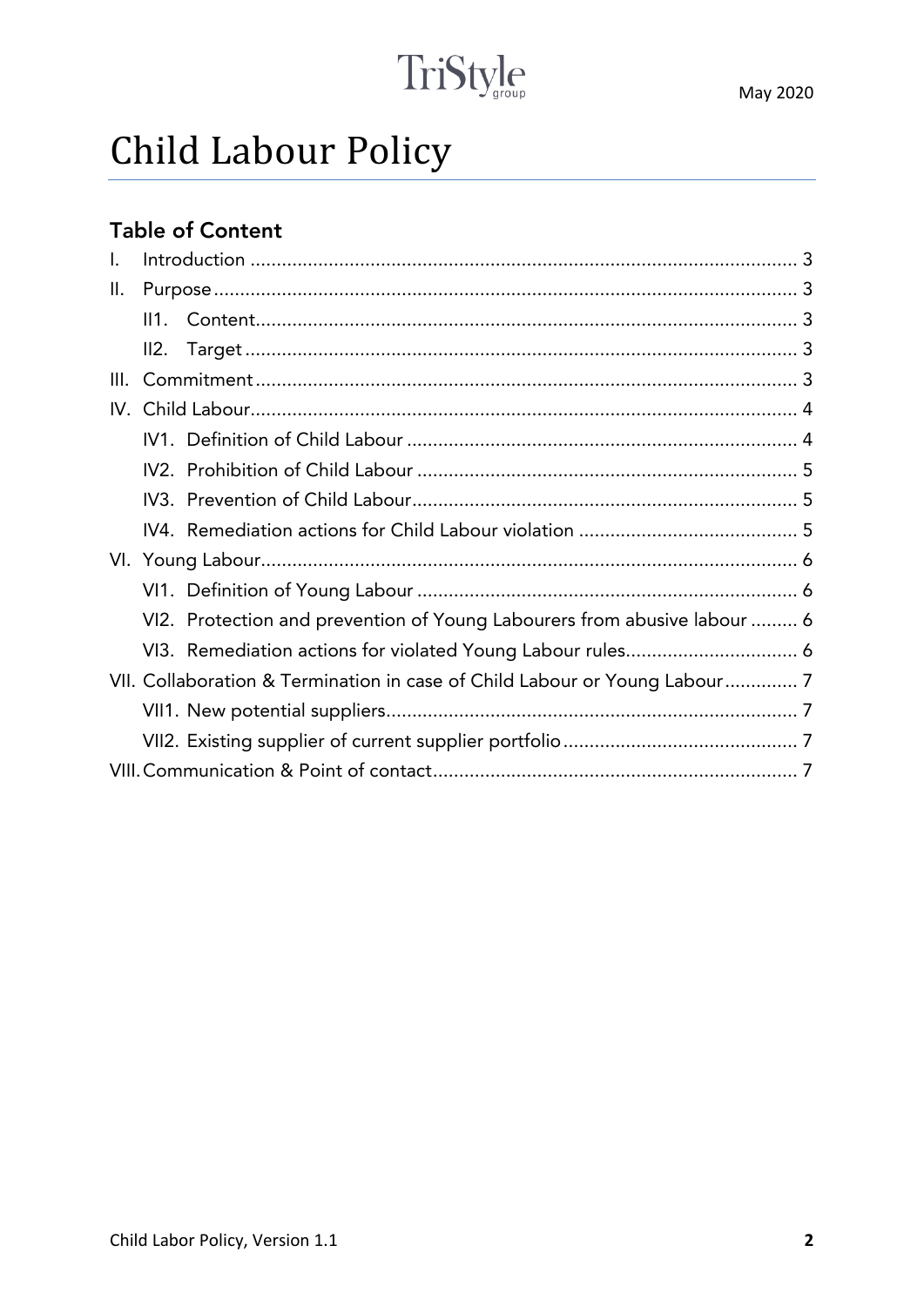# Child Labour Policy

## Table of Content

- I. Introduction ........ 3
- II. Purpose ........ 3
  - II1. Content ........ 3
  - II2. Target ........ 3
- III. Commitment ........ 3
- IV. Child Labour ........ 4
  - IV1. Definition of Child Labour ........ 4
  - IV2. Prohibition of Child Labour ........ 5
  - IV3. Prevention of Child Labour ........ 5
  - IV4. Remediation actions for Child Labour violation ........ 5
- VI. Young Labour ........ 6
  - VI1. Definition of Young Labour ........ 6
  - VI2. Protection and prevention of Young Labourers from abusive labour ........ 6
  - VI3. Remediation actions for violated Young Labour rules ........ 6
- VII. Collaboration & Termination in case of Child Labour or Young Labour ........ 7
  - VII1. New potential suppliers ........ 7
  - VII2. Existing supplier of current supplier portfolio ........ 7
- VIII. Communication & Point of contact ........ 7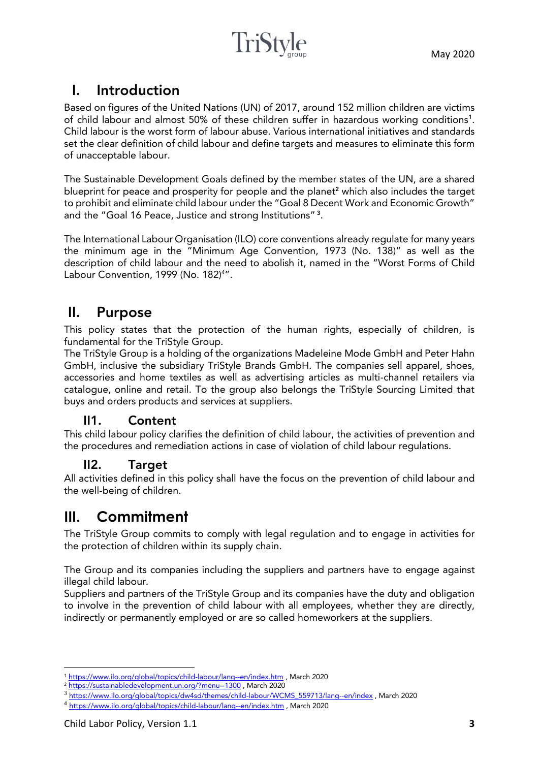# I. Introduction

Based on figures of the United Nations (UN) of 2017, around 152 million children are victims of child labour and almost 50% of these children suffer in hazardous working conditions[1]. Child labour is the worst form of labour abuse. Various international initiatives and standards set the clear definition of child labour and define targets and measures to eliminate this form of unacceptable labour.

The Sustainable Development Goals defined by the member states of the UN, are a shared blueprint for peace and prosperity for people and the planet[2] which also includes the target to prohibit and eliminate child labour under the "Goal 8 Decent Work and Economic Growth" and the "Goal 16 Peace, Justice and strong Institutions" [3].

The International Labour Organisation (ILO) core conventions already regulate for many years the minimum age in the "Minimum Age Convention, 1973 (No. 138)" as well as the description of child labour and the need to abolish it, named in the "Worst Forms of Child Labour Convention, 1999 (No. 182)[4]".

# II. Purpose

This policy states that the protection of the human rights, especially of children, is fundamental for the TriStyle Group.

The TriStyle Group is a holding of the organizations Madeleine Mode GmbH and Peter Hahn GmbH, inclusive the subsidiary TriStyle Brands GmbH. The companies sell apparel, shoes, accessories and home textiles as well as advertising articles as multi-channel retailers via catalogue, online and retail. To the group also belongs the TriStyle Sourcing Limited that buys and orders products and services at suppliers.

## II1. Content

This child labour policy clarifies the definition of child labour, the activities of prevention and the procedures and remediation actions in case of violation of child labour regulations.

## II2. Target

All activities defined in this policy shall have the focus on the prevention of child labour and the well-being of children.

# III. Commitment

The TriStyle Group commits to comply with legal regulation and to engage in activities for the protection of children within its supply chain.

The Group and its companies including the suppliers and partners have to engage against illegal child labour.

Suppliers and partners of the TriStyle Group and its companies have the duty and obligation to involve in the prevention of child labour with all employees, whether they are directly, indirectly or permanently employed or are so called homeworkers at the suppliers.

---

[1] https://www.ilo.org/global/topics/child-labour/lang--en/index.htm , March 2020
[2] https://sustainabledevelopment.un.org/?menu=1300 , March 2020
[3] https://www.ilo.org/global/topics/dw4sd/themes/child-labour/WCMS_559713/lang--en/index , March 2020
[4] https://www.ilo.org/global/topics/child-labour/lang--en/index.htm , March 2020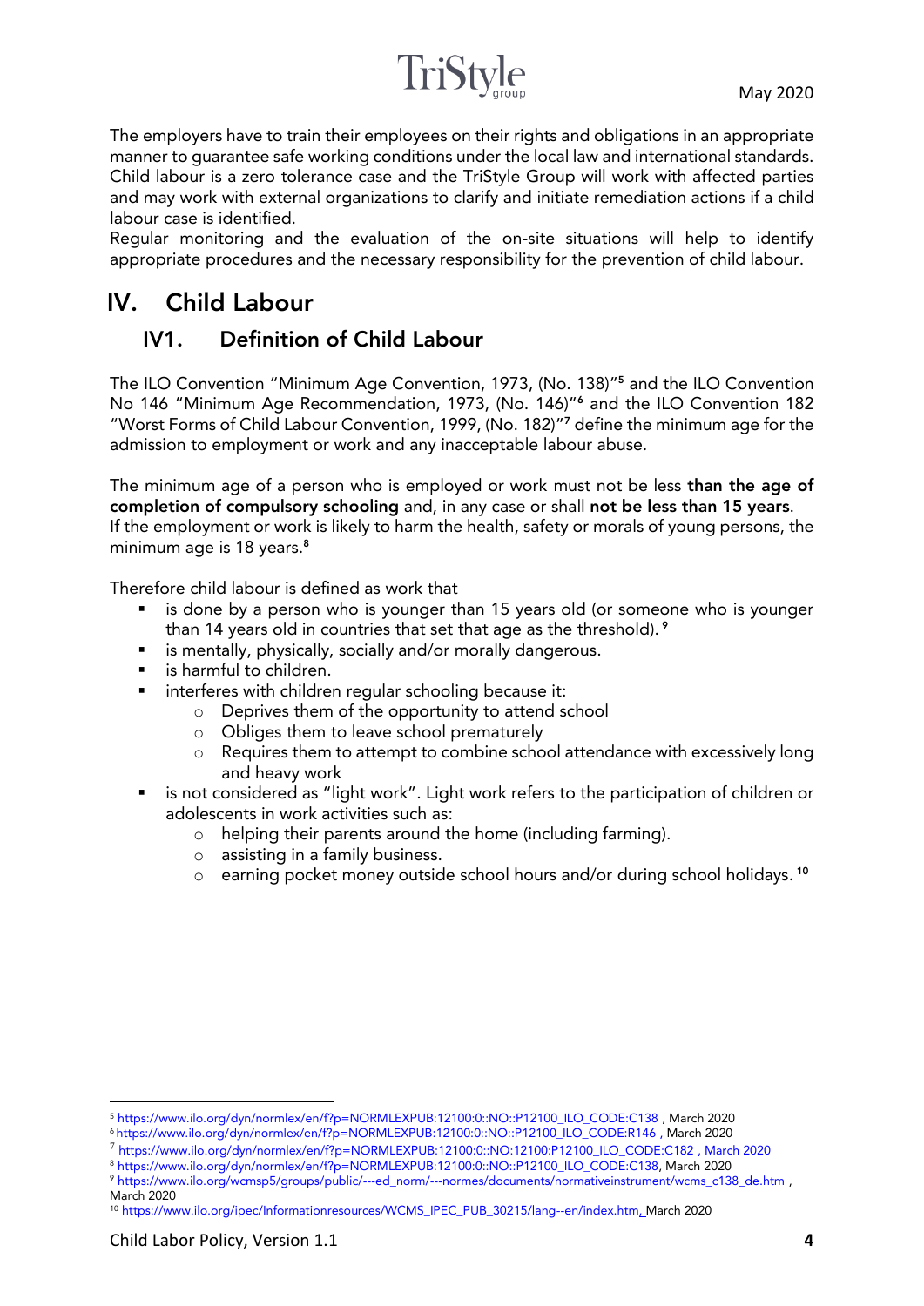The employers have to train their employees on their rights and obligations in an appropriate manner to guarantee safe working conditions under the local law and international standards. Child labour is a zero tolerance case and the TriStyle Group will work with affected parties and may work with external organizations to clarify and initiate remediation actions if a child labour case is identified.
Regular monitoring and the evaluation of the on-site situations will help to identify appropriate procedures and the necessary responsibility for the prevention of child labour.

# IV. Child Labour

## IV1. Definition of Child Labour

The ILO Convention "Minimum Age Convention, 1973, (No. 138)"[5] and the ILO Convention No 146 "Minimum Age Recommendation, 1973, (No. 146)"[6] and the ILO Convention 182 "Worst Forms of Child Labour Convention, 1999, (No. 182)"[7] define the minimum age for the admission to employment or work and any inacceptable labour abuse.

The minimum age of a person who is employed or work must not be less **than the age of completion of compulsory schooling** and, in any case or shall **not be less than 15 years**.
If the employment or work is likely to harm the health, safety or morals of young persons, the minimum age is 18 years.[8]

Therefore child labour is defined as work that

- is done by a person who is younger than 15 years old (or someone who is younger than 14 years old in countries that set that age as the threshold).[9]
- is mentally, physically, socially and/or morally dangerous.
- is harmful to children.
- interferes with children regular schooling because it:
  - Deprives them of the opportunity to attend school
  - Obliges them to leave school prematurely
  - Requires them to attempt to combine school attendance with excessively long and heavy work
- is not considered as "light work". Light work refers to the participation of children or adolescents in work activities such as:
  - helping their parents around the home (including farming).
  - assisting in a family business.
  - earning pocket money outside school hours and/or during school holidays.[10]

---

[5] https://www.ilo.org/dyn/normlex/en/f?p=NORMLEXPUB:12100:0::NO::P12100_ILO_CODE:C138 , March 2020
[6] https://www.ilo.org/dyn/normlex/en/f?p=NORMLEXPUB:12100:0::NO::P12100_ILO_CODE:R146 , March 2020
[7] https://www.ilo.org/dyn/normlex/en/f?p=NORMLEXPUB:12100:0::NO:12100:P12100_ILO_CODE:C182 , March 2020
[8] https://www.ilo.org/dyn/normlex/en/f?p=NORMLEXPUB:12100:0::NO::P12100_ILO_CODE:C138, March 2020
[9] https://www.ilo.org/wcmsp5/groups/public/---ed_norm/---normes/documents/normativeinstrument/wcms_c138_de.htm , March 2020
[10] https://www.ilo.org/ipec/Informationresources/WCMS_IPEC_PUB_30215/lang--en/index.htm, March 2020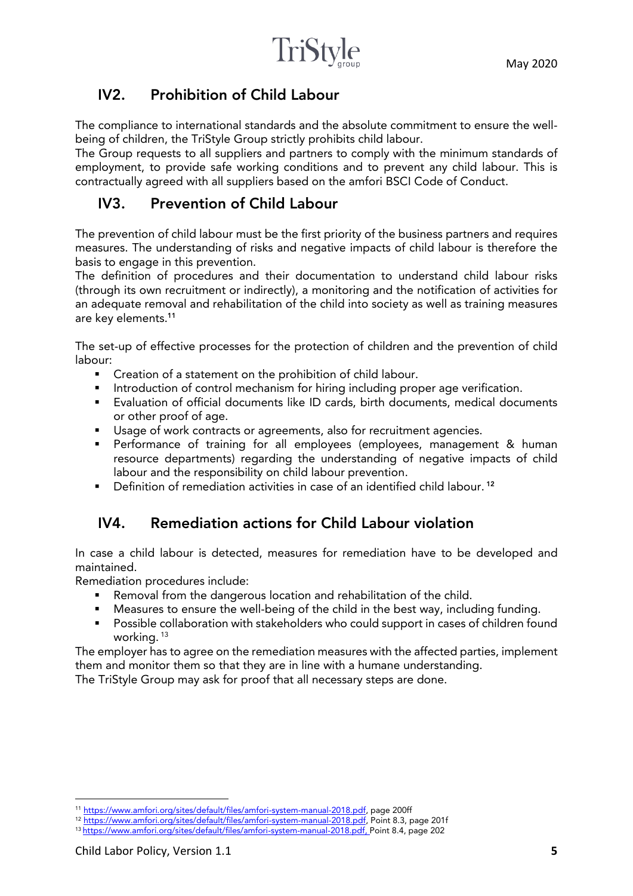## IV2. Prohibition of Child Labour

The compliance to international standards and the absolute commitment to ensure the well-being of children, the TriStyle Group strictly prohibits child labour.
The Group requests to all suppliers and partners to comply with the minimum standards of employment, to provide safe working conditions and to prevent any child labour. This is contractually agreed with all suppliers based on the amfori BSCI Code of Conduct.

## IV3. Prevention of Child Labour

The prevention of child labour must be the first priority of the business partners and requires measures. The understanding of risks and negative impacts of child labour is therefore the basis to engage in this prevention.
The definition of procedures and their documentation to understand child labour risks (through its own recruitment or indirectly), a monitoring and the notification of activities for an adequate removal and rehabilitation of the child into society as well as training measures are key elements.[11]

The set-up of effective processes for the protection of children and the prevention of child labour:

- Creation of a statement on the prohibition of child labour.
- Introduction of control mechanism for hiring including proper age verification.
- Evaluation of official documents like ID cards, birth documents, medical documents or other proof of age.
- Usage of work contracts or agreements, also for recruitment agencies.
- Performance of training for all employees (employees, management & human resource departments) regarding the understanding of negative impacts of child labour and the responsibility on child labour prevention.
- Definition of remediation activities in case of an identified child labour. [12]

## IV4. Remediation actions for Child Labour violation

In case a child labour is detected, measures for remediation have to be developed and maintained.
Remediation procedures include:

- Removal from the dangerous location and rehabilitation of the child.
- Measures to ensure the well-being of the child in the best way, including funding.
- Possible collaboration with stakeholders who could support in cases of children found working. [13]

The employer has to agree on the remediation measures with the affected parties, implement them and monitor them so that they are in line with a humane understanding.
The TriStyle Group may ask for proof that all necessary steps are done.

---

[11] https://www.amfori.org/sites/default/files/amfori-system-manual-2018.pdf, page 200ff
[12] https://www.amfori.org/sites/default/files/amfori-system-manual-2018.pdf, Point 8.3, page 201f
[13] https://www.amfori.org/sites/default/files/amfori-system-manual-2018.pdf, Point 8.4, page 202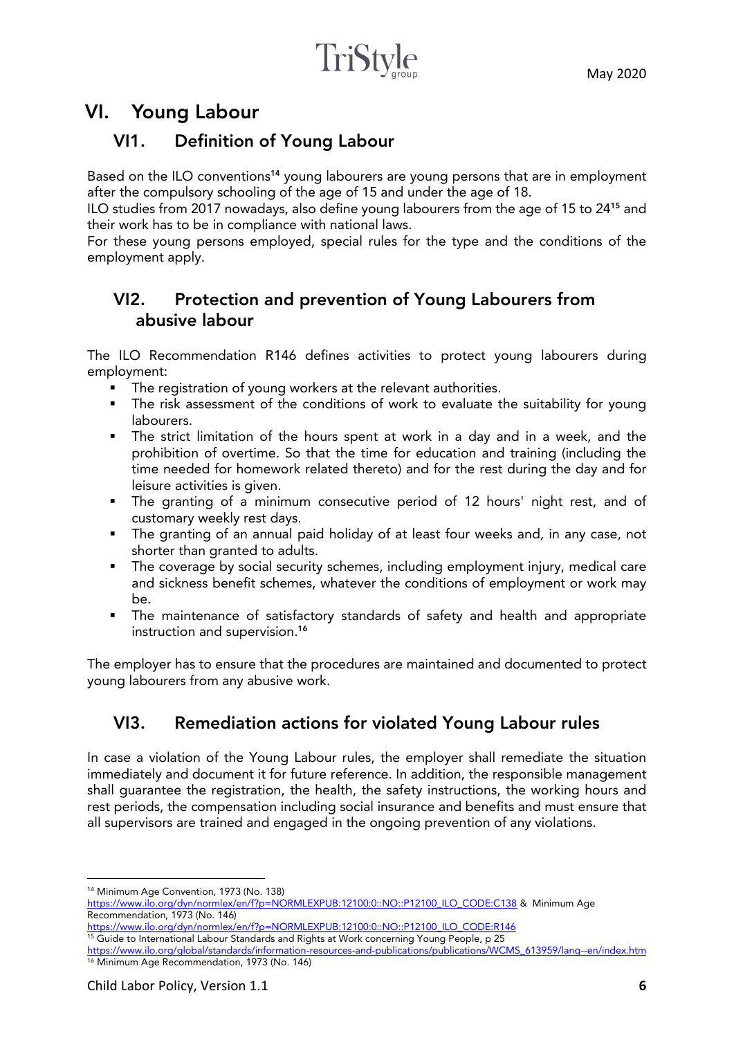# VI. Young Labour

## VI1. Definition of Young Labour

Based on the ILO conventions[14] young labourers are young persons that are in employment after the compulsory schooling of the age of 15 and under the age of 18.
ILO studies from 2017 nowadays, also define young labourers from the age of 15 to 24[15] and their work has to be in compliance with national laws.
For these young persons employed, special rules for the type and the conditions of the employment apply.

## VI2. Protection and prevention of Young Labourers from abusive labour

The ILO Recommendation R146 defines activities to protect young labourers during employment:

- The registration of young workers at the relevant authorities.
- The risk assessment of the conditions of work to evaluate the suitability for young labourers.
- The strict limitation of the hours spent at work in a day and in a week, and the prohibition of overtime. So that the time for education and training (including the time needed for homework related thereto) and for the rest during the day and for leisure activities is given.
- The granting of a minimum consecutive period of 12 hours' night rest, and of customary weekly rest days.
- The granting of an annual paid holiday of at least four weeks and, in any case, not shorter than granted to adults.
- The coverage by social security schemes, including employment injury, medical care and sickness benefit schemes, whatever the conditions of employment or work may be.
- The maintenance of satisfactory standards of safety and health and appropriate instruction and supervision.[16]

The employer has to ensure that the procedures are maintained and documented to protect young labourers from any abusive work.

## VI3. Remediation actions for violated Young Labour rules

In case a violation of the Young Labour rules, the employer shall remediate the situation immediately and document it for future reference. In addition, the responsible management shall guarantee the registration, the health, the safety instructions, the working hours and rest periods, the compensation including social insurance and benefits and must ensure that all supervisors are trained and engaged in the ongoing prevention of any violations.

---

[14] Minimum Age Convention, 1973 (No. 138) https://www.ilo.org/dyn/normlex/en/f?p=NORMLEXPUB:12100:0::NO::P12100_ILO_CODE:C138 & Minimum Age Recommendation, 1973 (No. 146) https://www.ilo.org/dyn/normlex/en/f?p=NORMLEXPUB:12100:0::NO::P12100_ILO_CODE:R146

[15] Guide to International Labour Standards and Rights at Work concerning Young People, p 25 https://www.ilo.org/global/standards/information-resources-and-publications/publications/WCMS_613959/lang--en/index.htm

[16] Minimum Age Recommendation, 1973 (No. 146)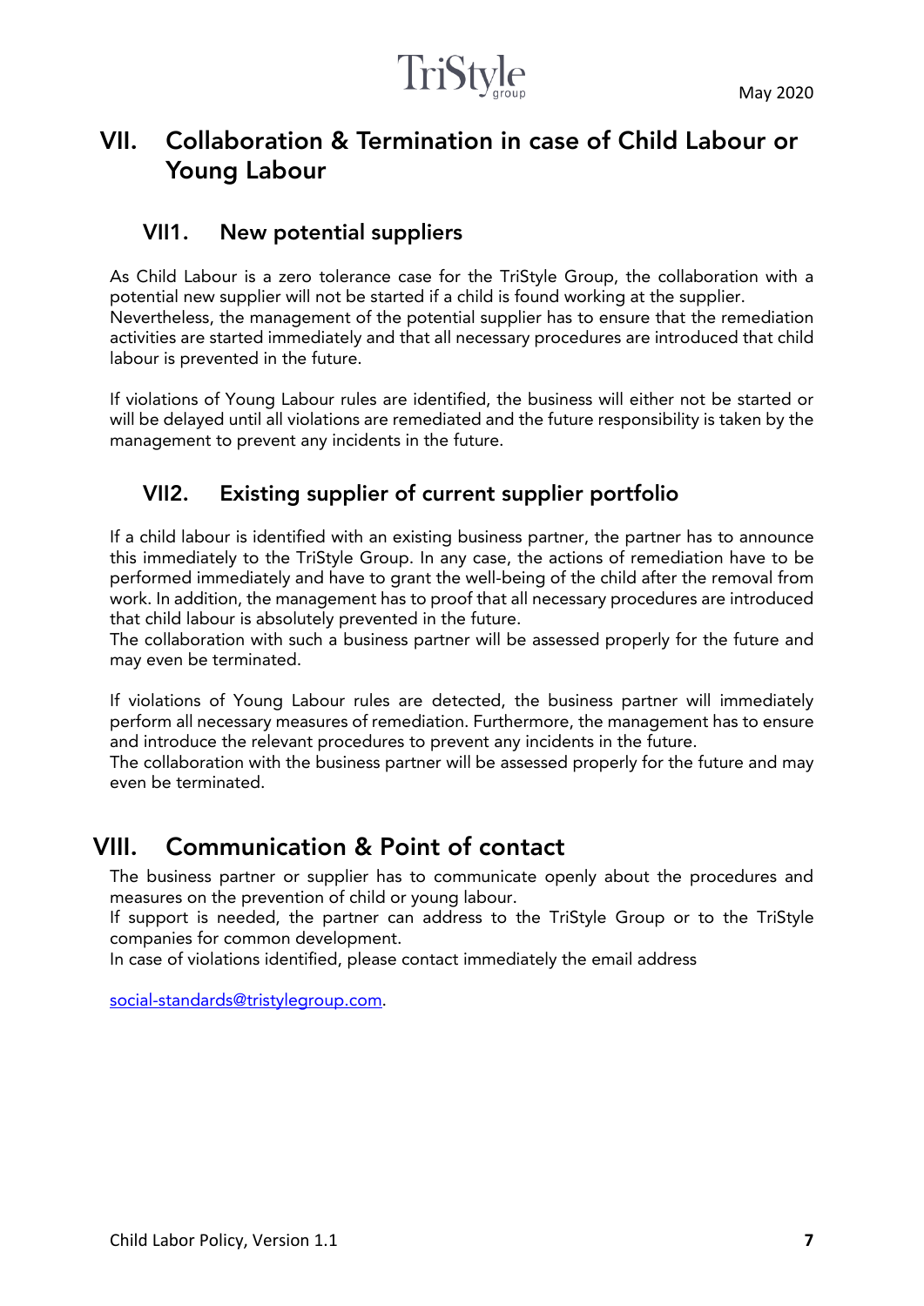## VII. Collaboration & Termination in case of Child Labour or Young Labour

### VII1. New potential suppliers

As Child Labour is a zero tolerance case for the TriStyle Group, the collaboration with a potential new supplier will not be started if a child is found working at the supplier.
Nevertheless, the management of the potential supplier has to ensure that the remediation activities are started immediately and that all necessary procedures are introduced that child labour is prevented in the future.

If violations of Young Labour rules are identified, the business will either not be started or will be delayed until all violations are remediated and the future responsibility is taken by the management to prevent any incidents in the future.

### VII2. Existing supplier of current supplier portfolio

If a child labour is identified with an existing business partner, the partner has to announce this immediately to the TriStyle Group. In any case, the actions of remediation have to be performed immediately and have to grant the well-being of the child after the removal from work. In addition, the management has to proof that all necessary procedures are introduced that child labour is absolutely prevented in the future.
The collaboration with such a business partner will be assessed properly for the future and may even be terminated.

If violations of Young Labour rules are detected, the business partner will immediately perform all necessary measures of remediation. Furthermore, the management has to ensure and introduce the relevant procedures to prevent any incidents in the future.
The collaboration with the business partner will be assessed properly for the future and may even be terminated.

## VIII. Communication & Point of contact

The business partner or supplier has to communicate openly about the procedures and measures on the prevention of child or young labour.
If support is needed, the partner can address to the TriStyle Group or to the TriStyle companies for common development.
In case of violations identified, please contact immediately the email address

social-standards@tristylegroup.com.